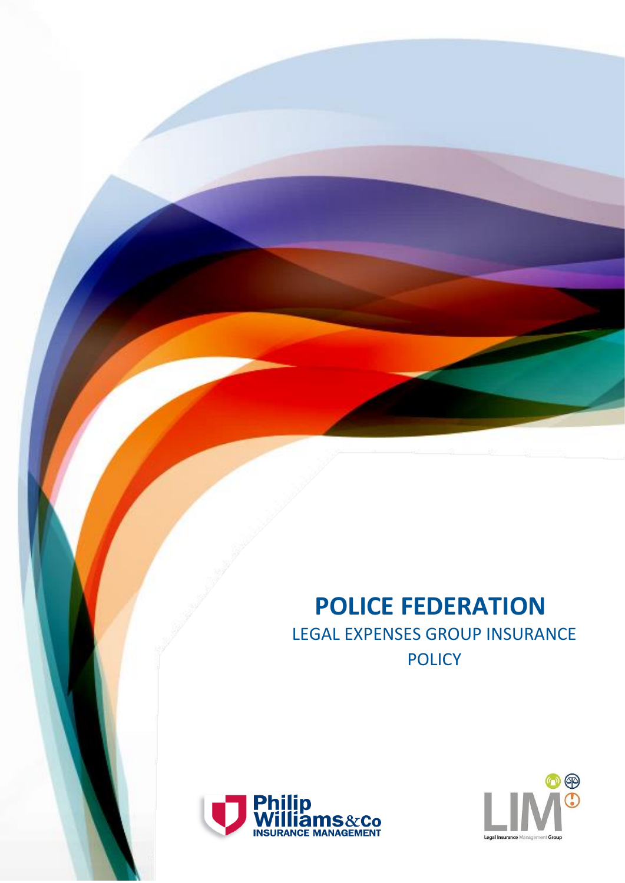# POLICE FEDERATION

## LEGAL EXPENSES GROUP INSURANCE POLICY

Philip Williams & Co INSURANCE MANAGEMENT

LIM Legal Insurance Management Group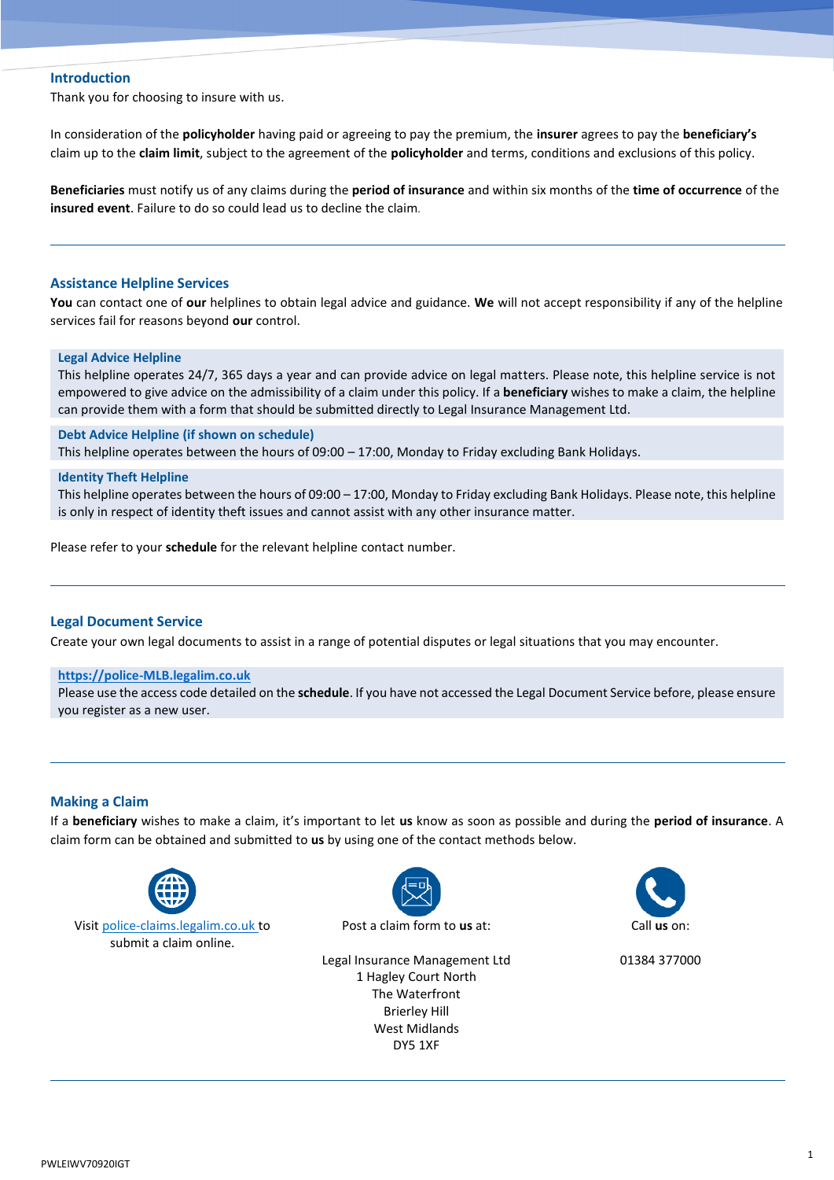## Introduction

Thank you for choosing to insure with us.

In consideration of the **policyholder** having paid or agreeing to pay the premium, the **insurer** agrees to pay the **beneficiary's** claim up to the **claim limit**, subject to the agreement of the **policyholder** and terms, conditions and exclusions of this policy.

**Beneficiaries** must notify us of any claims during the **period of insurance** and within six months of the **time of occurrence** of the **insured event**. Failure to do so could lead us to decline the claim.

---

## Assistance Helpline Services

**You** can contact one of **our** helplines to obtain legal advice and guidance. **We** will not accept responsibility if any of the helpline services fail for reasons beyond **our** control.

### Legal Advice Helpline

This helpline operates 24/7, 365 days a year and can provide advice on legal matters. Please note, this helpline service is not empowered to give advice on the admissibility of a claim under this policy. If a **beneficiary** wishes to make a claim, the helpline can provide them with a form that should be submitted directly to Legal Insurance Management Ltd.

### Debt Advice Helpline (if shown on schedule)

This helpline operates between the hours of 09:00 – 17:00, Monday to Friday excluding Bank Holidays.

### Identity Theft Helpline

This helpline operates between the hours of 09:00 – 17:00, Monday to Friday excluding Bank Holidays. Please note, this helpline is only in respect of identity theft issues and cannot assist with any other insurance matter.

Please refer to your **schedule** for the relevant helpline contact number.

---

## Legal Document Service

Create your own legal documents to assist in a range of potential disputes or legal situations that you may encounter.

**https://police-MLB.legalim.co.uk**

Please use the access code detailed on the **schedule**. If you have not accessed the Legal Document Service before, please ensure you register as a new user.

---

## Making a Claim

If a **beneficiary** wishes to make a claim, it's important to let **us** know as soon as possible and during the **period of insurance**. A claim form can be obtained and submitted to **us** by using one of the contact methods below.

Visit police-claims.legalim.co.uk to submit a claim online.

Post a claim form to **us** at:

Legal Insurance Management Ltd
1 Hagley Court North
The Waterfront
Brierley Hill
West Midlands
DY5 1XF

Call **us** on:

01384 377000

---

PWLEIWV70920IGT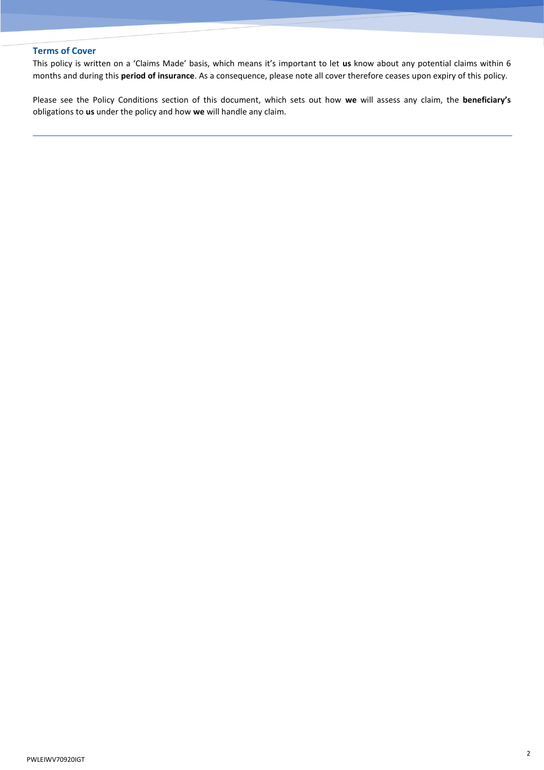## Terms of Cover

This policy is written on a 'Claims Made' basis, which means it's important to let **us** know about any potential claims within 6 months and during this **period of insurance**. As a consequence, please note all cover therefore ceases upon expiry of this policy.

Please see the Policy Conditions section of this document, which sets out how **we** will assess any claim, the **beneficiary's** obligations to **us** under the policy and how **we** will handle any claim.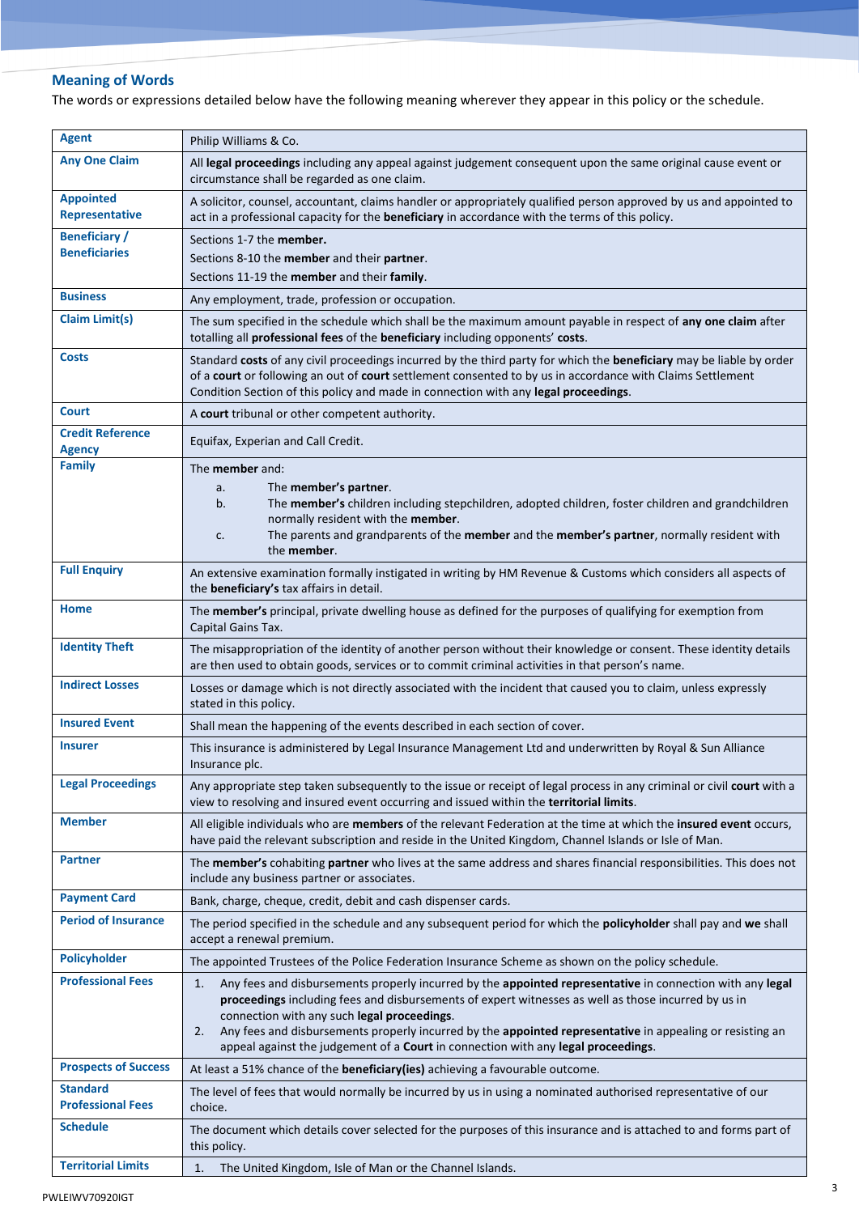## Meaning of Words

The words or expressions detailed below have the following meaning wherever they appear in this policy or the schedule.

| | |
|---|---|
| **Agent** | Philip Williams & Co. |
| **Any One Claim** | All **legal proceedings** including any appeal against judgement consequent upon the same original cause event or circumstance shall be regarded as one claim. |
| **Appointed Representative** | A solicitor, counsel, accountant, claims handler or appropriately qualified person approved by us and appointed to act in a professional capacity for the **beneficiary** in accordance with the terms of this policy. |
| **Beneficiary / Beneficiaries** | Sections 1-7 the **member.**<br>Sections 8-10 the **member** and their **partner**.<br>Sections 11-19 the **member** and their **family**. |
| **Business** | Any employment, trade, profession or occupation. |
| **Claim Limit(s)** | The sum specified in the schedule which shall be the maximum amount payable in respect of **any one claim** after totalling all **professional fees** of the **beneficiary** including opponents' **costs**. |
| **Costs** | Standard **costs** of any civil proceedings incurred by the third party for which the **beneficiary** may be liable by order of a **court** or following an out of **court** settlement consented to by us in accordance with Claims Settlement Condition Section of this policy and made in connection with any **legal proceedings**. |
| **Court** | A **court** tribunal or other competent authority. |
| **Credit Reference Agency** | Equifax, Experian and Call Credit. |
| **Family** | The **member** and:<br>a. The **member's partner**.<br>b. The **member's** children including stepchildren, adopted children, foster children and grandchildren normally resident with the **member**.<br>c. The parents and grandparents of the **member** and the **member's partner**, normally resident with the **member**. |
| **Full Enquiry** | An extensive examination formally instigated in writing by HM Revenue & Customs which considers all aspects of the **beneficiary's** tax affairs in detail. |
| **Home** | The **member's** principal, private dwelling house as defined for the purposes of qualifying for exemption from Capital Gains Tax. |
| **Identity Theft** | The misappropriation of the identity of another person without their knowledge or consent. These identity details are then used to obtain goods, services or to commit criminal activities in that person's name. |
| **Indirect Losses** | Losses or damage which is not directly associated with the incident that caused you to claim, unless expressly stated in this policy. |
| **Insured Event** | Shall mean the happening of the events described in each section of cover. |
| **Insurer** | This insurance is administered by Legal Insurance Management Ltd and underwritten by Royal & Sun Alliance Insurance plc. |
| **Legal Proceedings** | Any appropriate step taken subsequently to the issue or receipt of legal process in any criminal or civil **court** with a view to resolving and insured event occurring and issued within the **territorial limits**. |
| **Member** | All eligible individuals who are **members** of the relevant Federation at the time at which the **insured event** occurs, have paid the relevant subscription and reside in the United Kingdom, Channel Islands or Isle of Man. |
| **Partner** | The **member's** cohabiting **partner** who lives at the same address and shares financial responsibilities. This does not include any business partner or associates. |
| **Payment Card** | Bank, charge, cheque, credit, debit and cash dispenser cards. |
| **Period of Insurance** | The period specified in the schedule and any subsequent period for which the **policyholder** shall pay and **we** shall accept a renewal premium. |
| **Policyholder** | The appointed Trustees of the Police Federation Insurance Scheme as shown on the policy schedule. |
| **Professional Fees** | 1. Any fees and disbursements properly incurred by the **appointed representative** in connection with any **legal proceedings** including fees and disbursements of expert witnesses as well as those incurred by us in connection with any such **legal proceedings**.<br>2. Any fees and disbursements properly incurred by the **appointed representative** in appealing or resisting an appeal against the judgement of a **Court** in connection with any **legal proceedings**. |
| **Prospects of Success** | At least a 51% chance of the **beneficiary(ies)** achieving a favourable outcome. |
| **Standard Professional Fees** | The level of fees that would normally be incurred by us in using a nominated authorised representative of our choice. |
| **Schedule** | The document which details cover selected for the purposes of this insurance and is attached to and forms part of this policy. |
| **Territorial Limits** | 1. The United Kingdom, Isle of Man or the Channel Islands. |

PWLEIWV70920IGT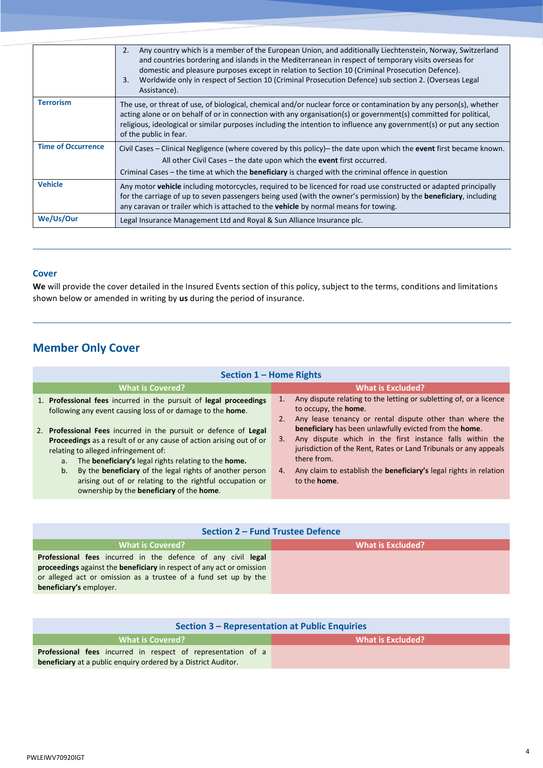| | |
|---|---|
| | 2. Any country which is a member of the European Union, and additionally Liechtenstein, Norway, Switzerland and countries bordering and islands in the Mediterranean in respect of temporary visits overseas for domestic and pleasure purposes except in relation to Section 10 (Criminal Prosecution Defence).<br>3. Worldwide only in respect of Section 10 (Criminal Prosecution Defence) sub section 2. (Overseas Legal Assistance). |
| **Terrorism** | The use, or threat of use, of biological, chemical and/or nuclear force or contamination by any person(s), whether acting alone or on behalf of or in connection with any organisation(s) or government(s) committed for political, religious, ideological or similar purposes including the intention to influence any government(s) or put any section of the public in fear. |
| **Time of Occurrence** | Civil Cases – Clinical Negligence (where covered by this policy)– the date upon which the **event** first became known.<br>All other Civil Cases – the date upon which the **event** first occurred.<br>Criminal Cases – the time at which the **beneficiary** is charged with the criminal offence in question |
| **Vehicle** | Any motor **vehicle** including motorcycles, required to be licenced for road use constructed or adapted principally for the carriage of up to seven passengers being used (with the owner's permission) by the **beneficiary**, including any caravan or trailer which is attached to the **vehicle** by normal means for towing. |
| **We/Us/Our** | Legal Insurance Management Ltd and Royal & Sun Alliance Insurance plc. |

### Cover

**We** will provide the cover detailed in the Insured Events section of this policy, subject to the terms, conditions and limitations shown below or amended in writing by **us** during the period of insurance.

## Member Only Cover

### Section 1 – Home Rights

| What is Covered? | What is Excluded? |
|---|---|
| 1. **Professional fees** incurred in the pursuit of **legal proceedings** following any event causing loss of or damage to the **home**.<br><br>2. **Professional Fees** incurred in the pursuit or defence of **Legal Proceedings** as a result of or any cause of action arising out of or relating to alleged infringement of:<br>a. The **beneficiary's** legal rights relating to the **home.**<br>b. By the **beneficiary** of the legal rights of another person arising out of or relating to the rightful occupation or ownership by the **beneficiary** of the **home**. | 1. Any dispute relating to the letting or subletting of, or a licence to occupy, the **home**.<br>2. Any lease tenancy or rental dispute other than where the **beneficiary** has been unlawfully evicted from the **home**.<br>3. Any dispute which in the first instance falls within the jurisdiction of the Rent, Rates or Land Tribunals or any appeals there from.<br>4. Any claim to establish the **beneficiary's** legal rights in relation to the **home**. |

### Section 2 – Fund Trustee Defence

| What is Covered? | What is Excluded? |
|---|---|
| **Professional fees** incurred in the defence of any civil **legal proceedings** against the **beneficiary** in respect of any act or omission or alleged act or omission as a trustee of a fund set up by the **beneficiary's** employer. | |

### Section 3 – Representation at Public Enquiries

| What is Covered? | What is Excluded? |
|---|---|
| **Professional fees** incurred in respect of representation of a **beneficiary** at a public enquiry ordered by a District Auditor. | |

PWLEIWV70920IGT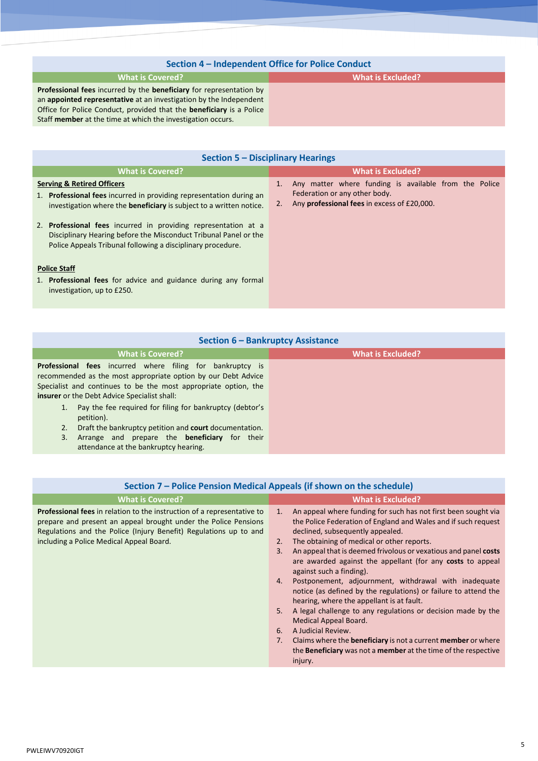| Section 4 – Independent Office for Police Conduct | |
|---|---|
| **What is Covered?** | **What is Excluded?** |
| **Professional fees** incurred by the **beneficiary** for representation by an **appointed representative** at an investigation by the Independent Office for Police Conduct, provided that the **beneficiary** is a Police Staff **member** at the time at which the investigation occurs. | |

| Section 5 – Disciplinary Hearings | |
|---|---|
| **What is Covered?** | **What is Excluded?** |
| **Serving & Retired Officers**<br>1. **Professional fees** incurred in providing representation during an investigation where the **beneficiary** is subject to a written notice.<br>2. **Professional fees** incurred in providing representation at a Disciplinary Hearing before the Misconduct Tribunal Panel or the Police Appeals Tribunal following a disciplinary procedure.<br><br>**Police Staff**<br>1. **Professional fees** for advice and guidance during any formal investigation, up to £250. | 1. Any matter where funding is available from the Police Federation or any other body.<br>2. Any **professional fees** in excess of £20,000. |

| Section 6 – Bankruptcy Assistance | |
|---|---|
| **What is Covered?** | **What is Excluded?** |
| **Professional fees** incurred where filing for bankruptcy is recommended as the most appropriate option by our Debt Advice Specialist and continues to be the most appropriate option, the **insurer** or the Debt Advice Specialist shall:<br>1. Pay the fee required for filing for bankruptcy (debtor's petition).<br>2. Draft the bankruptcy petition and **court** documentation.<br>3. Arrange and prepare the **beneficiary** for their attendance at the bankruptcy hearing. | |

| Section 7 – Police Pension Medical Appeals (if shown on the schedule) | |
|---|---|
| **What is Covered?** | **What is Excluded?** |
| **Professional fees** in relation to the instruction of a representative to prepare and present an appeal brought under the Police Pensions Regulations and the Police (Injury Benefit) Regulations up to and including a Police Medical Appeal Board. | 1. An appeal where funding for such has not first been sought via the Police Federation of England and Wales and if such request declined, subsequently appealed.<br>2. The obtaining of medical or other reports.<br>3. An appeal that is deemed frivolous or vexatious and panel **costs** are awarded against the appellant (for any **costs** to appeal against such a finding).<br>4. Postponement, adjournment, withdrawal with inadequate notice (as defined by the regulations) or failure to attend the hearing, where the appellant is at fault.<br>5. A legal challenge to any regulations or decision made by the Medical Appeal Board.<br>6. A Judicial Review.<br>7. Claims where the **beneficiary** is not a current **member** or where the **Beneficiary** was not a **member** at the time of the respective injury. |

PWLEIWV70920IGT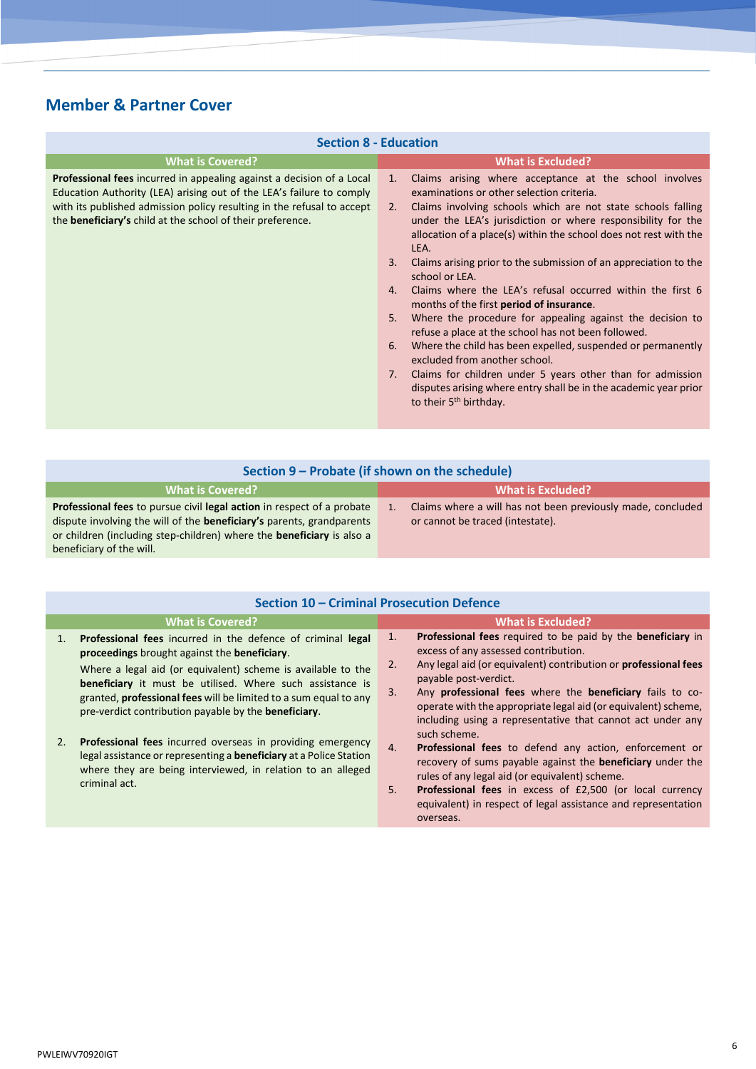## Member & Partner Cover

### Section 8 - Education

| What is Covered? | What is Excluded? |
|---|---|
| **Professional fees** incurred in appealing against a decision of a Local Education Authority (LEA) arising out of the LEA's failure to comply with its published admission policy resulting in the refusal to accept the **beneficiary's** child at the school of their preference. | 1. Claims arising where acceptance at the school involves examinations or other selection criteria.<br>2. Claims involving schools which are not state schools falling under the LEA's jurisdiction or where responsibility for the allocation of a place(s) within the school does not rest with the LEA.<br>3. Claims arising prior to the submission of an appreciation to the school or LEA.<br>4. Claims where the LEA's refusal occurred within the first 6 months of the first **period of insurance**.<br>5. Where the procedure for appealing against the decision to refuse a place at the school has not been followed.<br>6. Where the child has been expelled, suspended or permanently excluded from another school.<br>7. Claims for children under 5 years other than for admission disputes arising where entry shall be in the academic year prior to their 5th birthday. |

### Section 9 – Probate (if shown on the schedule)

| What is Covered? | What is Excluded? |
|---|---|
| **Professional fees** to pursue civil **legal action** in respect of a probate dispute involving the will of the **beneficiary's** parents, grandparents or children (including step-children) where the **beneficiary** is also a beneficiary of the will. | 1. Claims where a will has not been previously made, concluded or cannot be traced (intestate). |

### Section 10 – Criminal Prosecution Defence

| What is Covered? | What is Excluded? |
|---|---|
| 1. **Professional fees** incurred in the defence of criminal **legal proceedings** brought against the **beneficiary**.<br>Where a legal aid (or equivalent) scheme is available to the **beneficiary** it must be utilised. Where such assistance is granted, **professional fees** will be limited to a sum equal to any pre-verdict contribution payable by the **beneficiary**.<br>2. **Professional fees** incurred overseas in providing emergency legal assistance or representing a **beneficiary** at a Police Station where they are being interviewed, in relation to an alleged criminal act. | 1. **Professional fees** required to be paid by the **beneficiary** in excess of any assessed contribution.<br>2. Any legal aid (or equivalent) contribution or **professional fees** payable post-verdict.<br>3. Any **professional fees** where the **beneficiary** fails to co-operate with the appropriate legal aid (or equivalent) scheme, including using a representative that cannot act under any such scheme.<br>4. **Professional fees** to defend any action, enforcement or recovery of sums payable against the **beneficiary** under the rules of any legal aid (or equivalent) scheme.<br>5. **Professional fees** in excess of £2,500 (or local currency equivalent) in respect of legal assistance and representation overseas. |

PWLEIWV70920IGT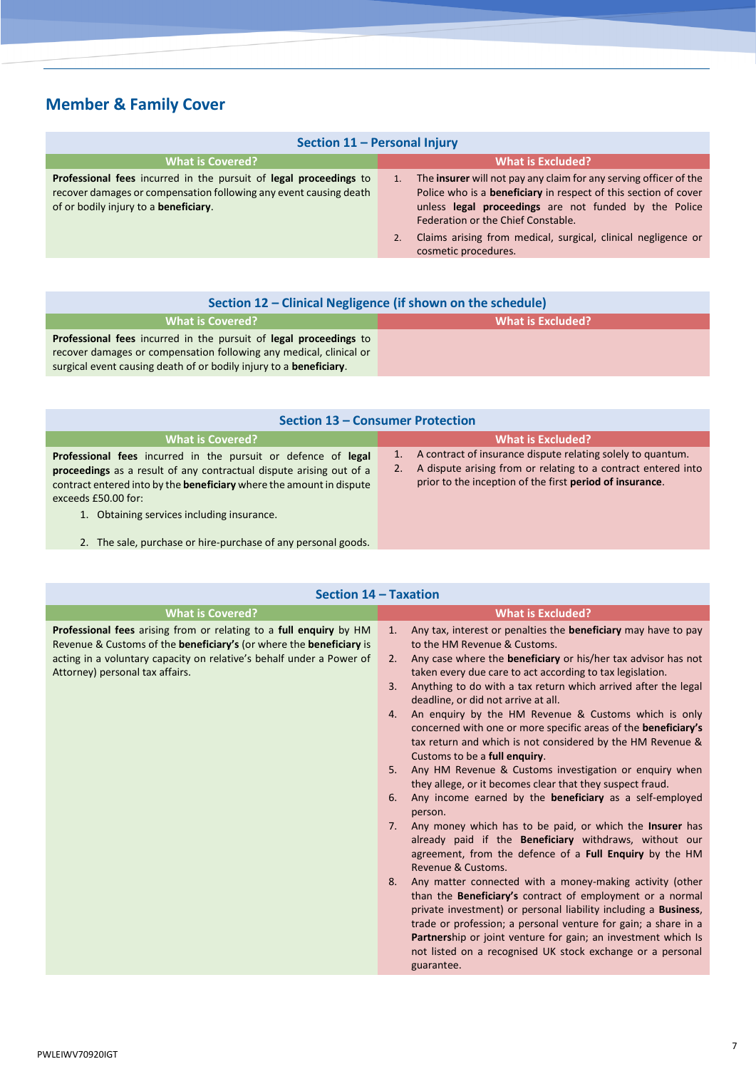## Member & Family Cover

| Section 11 – Personal Injury | |
|---|---|
| **What is Covered?** | **What is Excluded?** |
| **Professional fees** incurred in the pursuit of **legal proceedings** to recover damages or compensation following any event causing death of or bodily injury to a **beneficiary**. | 1. The **insurer** will not pay any claim for any serving officer of the Police who is a **beneficiary** in respect of this section of cover unless **legal proceedings** are not funded by the Police Federation or the Chief Constable.<br>2. Claims arising from medical, surgical, clinical negligence or cosmetic procedures. |

| Section 12 – Clinical Negligence (if shown on the schedule) | |
|---|---|
| **What is Covered?** | **What is Excluded?** |
| **Professional fees** incurred in the pursuit of **legal proceedings** to recover damages or compensation following any medical, clinical or surgical event causing death of or bodily injury to a **beneficiary**. | |

| Section 13 – Consumer Protection | |
|---|---|
| **What is Covered?** | **What is Excluded?** |
| **Professional fees** incurred in the pursuit or defence of **legal proceedings** as a result of any contractual dispute arising out of a contract entered into by the **beneficiary** where the amount in dispute exceeds £50.00 for:<br>1. Obtaining services including insurance.<br>2. The sale, purchase or hire-purchase of any personal goods. | 1. A contract of insurance dispute relating solely to quantum.<br>2. A dispute arising from or relating to a contract entered into prior to the inception of the first **period of insurance**. |

| Section 14 – Taxation | |
|---|---|
| **What is Covered?** | **What is Excluded?** |
| **Professional fees** arising from or relating to a **full enquiry** by HM Revenue & Customs of the **beneficiary's** (or where the **beneficiary** is acting in a voluntary capacity on relative's behalf under a Power of Attorney) personal tax affairs. | 1. Any tax, interest or penalties the **beneficiary** may have to pay to the HM Revenue & Customs.<br>2. Any case where the **beneficiary** or his/her tax advisor has not taken every due care to act according to tax legislation.<br>3. Anything to do with a tax return which arrived after the legal deadline, or did not arrive at all.<br>4. An enquiry by the HM Revenue & Customs which is only concerned with one or more specific areas of the **beneficiary's** tax return and which is not considered by the HM Revenue & Customs to be a **full enquiry**.<br>5. Any HM Revenue & Customs investigation or enquiry when they allege, or it becomes clear that they suspect fraud.<br>6. Any income earned by the **beneficiary** as a self-employed person.<br>7. Any money which has to be paid, or which the **Insurer** has already paid if the **Beneficiary** withdraws, without our agreement, from the defence of a **Full Enquiry** by the HM Revenue & Customs.<br>8. Any matter connected with a money-making activity (other than the **Beneficiary's** contract of employment or a normal private investment) or personal liability including a **Business**, trade or profession; a personal venture for gain; a share in a **Partners**hip or joint venture for gain; an investment which Is not listed on a recognised UK stock exchange or a personal guarantee. |

PWLEIWV70920IGT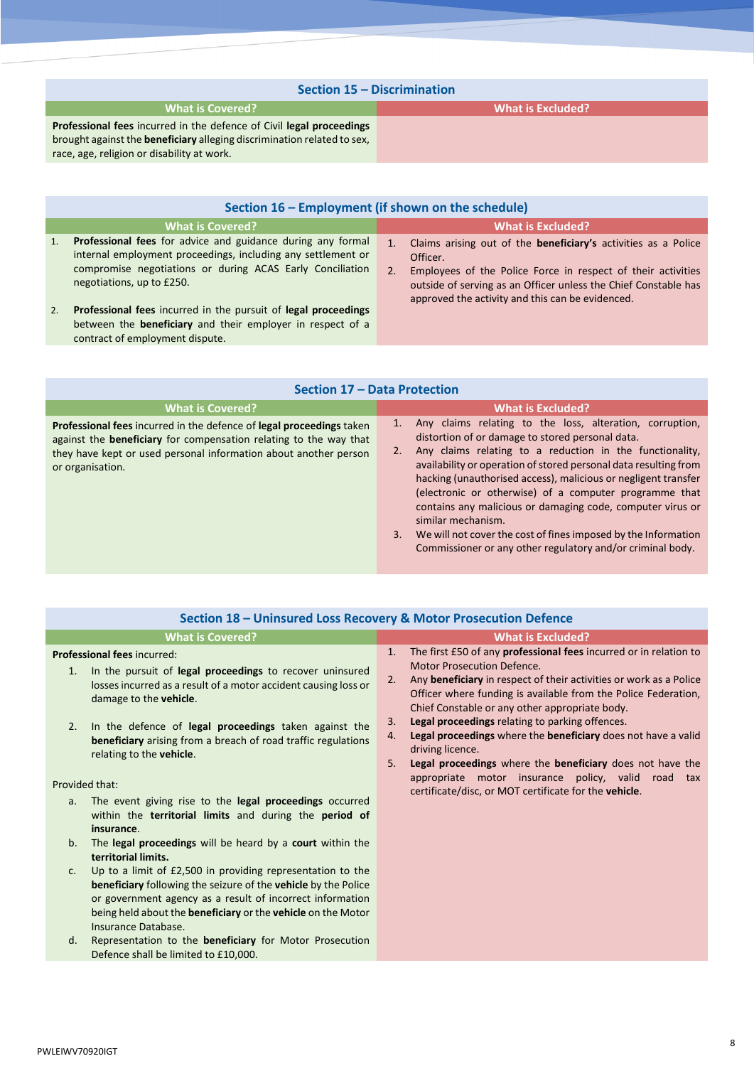## Section 15 – Discrimination

| What is Covered? | What is Excluded? |
|---|---|
| **Professional fees** incurred in the defence of Civil **legal proceedings** brought against the **beneficiary** alleging discrimination related to sex, race, age, religion or disability at work. | |

## Section 16 – Employment (if shown on the schedule)

| What is Covered? | What is Excluded? |
|---|---|
| 1. **Professional fees** for advice and guidance during any formal internal employment proceedings, including any settlement or compromise negotiations or during ACAS Early Conciliation negotiations, up to £250.<br><br>2. **Professional fees** incurred in the pursuit of **legal proceedings** between the **beneficiary** and their employer in respect of a contract of employment dispute. | 1. Claims arising out of the **beneficiary's** activities as a Police Officer.<br>2. Employees of the Police Force in respect of their activities outside of serving as an Officer unless the Chief Constable has approved the activity and this can be evidenced. |

## Section 17 – Data Protection

| What is Covered? | What is Excluded? |
|---|---|
| **Professional fees** incurred in the defence of **legal proceedings** taken against the **beneficiary** for compensation relating to the way that they have kept or used personal information about another person or organisation. | 1. Any claims relating to the loss, alteration, corruption, distortion of or damage to stored personal data.<br>2. Any claims relating to a reduction in the functionality, availability or operation of stored personal data resulting from hacking (unauthorised access), malicious or negligent transfer (electronic or otherwise) of a computer programme that contains any malicious or damaging code, computer virus or similar mechanism.<br>3. We will not cover the cost of fines imposed by the Information Commissioner or any other regulatory and/or criminal body. |

## Section 18 – Uninsured Loss Recovery & Motor Prosecution Defence

| What is Covered? | What is Excluded? |
|---|---|
| **Professional fees** incurred:<br>1. In the pursuit of **legal proceedings** to recover uninsured losses incurred as a result of a motor accident causing loss or damage to the **vehicle**.<br><br>2. In the defence of **legal proceedings** taken against the **beneficiary** arising from a breach of road traffic regulations relating to the **vehicle**.<br><br>Provided that:<br>a. The event giving rise to the **legal proceedings** occurred within the **territorial limits** and during the **period of insurance**.<br>b. The **legal proceedings** will be heard by a **court** within the **territorial limits.**<br>c. Up to a limit of £2,500 in providing representation to the **beneficiary** following the seizure of the **vehicle** by the Police or government agency as a result of incorrect information being held about the **beneficiary** or the **vehicle** on the Motor Insurance Database.<br>d. Representation to the **beneficiary** for Motor Prosecution Defence shall be limited to £10,000. | 1. The first £50 of any **professional fees** incurred or in relation to Motor Prosecution Defence.<br>2. Any **beneficiary** in respect of their activities or work as a Police Officer where funding is available from the Police Federation, Chief Constable or any other appropriate body.<br>3. **Legal proceedings** relating to parking offences.<br>4. **Legal proceedings** where the **beneficiary** does not have a valid driving licence.<br>5. **Legal proceedings** where the **beneficiary** does not have the appropriate motor insurance policy, valid road tax certificate/disc, or MOT certificate for the **vehicle**. |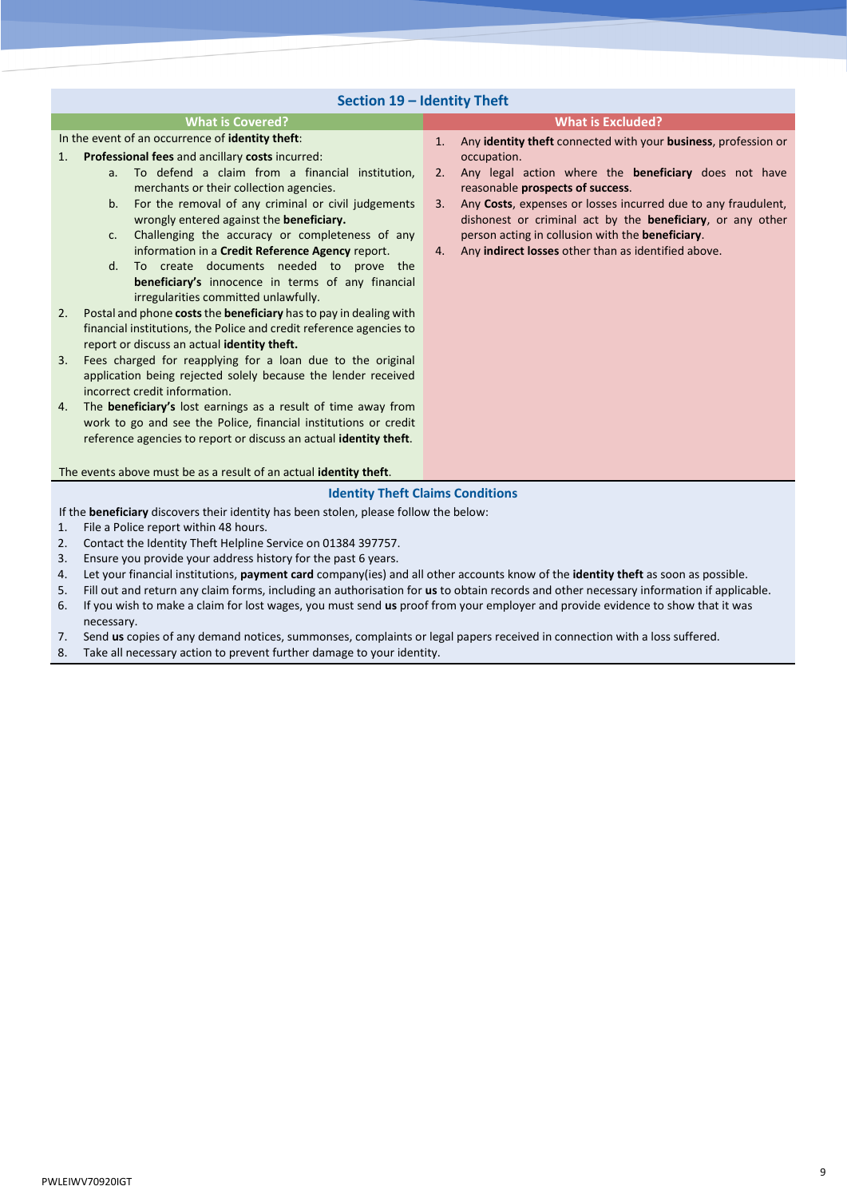## Section 19 – Identity Theft

| What is Covered? | What is Excluded? |
|---|---|
| In the event of an occurrence of **identity theft**:<br>1. **Professional fees** and ancillary **costs** incurred:<br>a. To defend a claim from a financial institution, merchants or their collection agencies.<br>b. For the removal of any criminal or civil judgements wrongly entered against the **beneficiary.**<br>c. Challenging the accuracy or completeness of any information in a **Credit Reference Agency** report.<br>d. To create documents needed to prove the **beneficiary's** innocence in terms of any financial irregularities committed unlawfully.<br>2. Postal and phone **costs** the **beneficiary** has to pay in dealing with financial institutions, the Police and credit reference agencies to report or discuss an actual **identity theft.**<br>3. Fees charged for reapplying for a loan due to the original application being rejected solely because the lender received incorrect credit information.<br>4. The **beneficiary's** lost earnings as a result of time away from work to go and see the Police, financial institutions or credit reference agencies to report or discuss an actual **identity theft**.<br><br>The events above must be as a result of an actual **identity theft**. | 1. Any **identity theft** connected with your **business**, profession or occupation.<br>2. Any legal action where the **beneficiary** does not have reasonable **prospects of success**.<br>3. Any **Costs**, expenses or losses incurred due to any fraudulent, dishonest or criminal act by the **beneficiary**, or any other person acting in collusion with the **beneficiary**.<br>4. Any **indirect losses** other than as identified above. |

### Identity Theft Claims Conditions

If the **beneficiary** discovers their identity has been stolen, please follow the below:

1. File a Police report within 48 hours.
2. Contact the Identity Theft Helpline Service on 01384 397757.
3. Ensure you provide your address history for the past 6 years.
4. Let your financial institutions, **payment card** company(ies) and all other accounts know of the **identity theft** as soon as possible.
5. Fill out and return any claim forms, including an authorisation for **us** to obtain records and other necessary information if applicable.
6. If you wish to make a claim for lost wages, you must send **us** proof from your employer and provide evidence to show that it was necessary.
7. Send **us** copies of any demand notices, summonses, complaints or legal papers received in connection with a loss suffered.
8. Take all necessary action to prevent further damage to your identity.

PWLEIWV70920IGT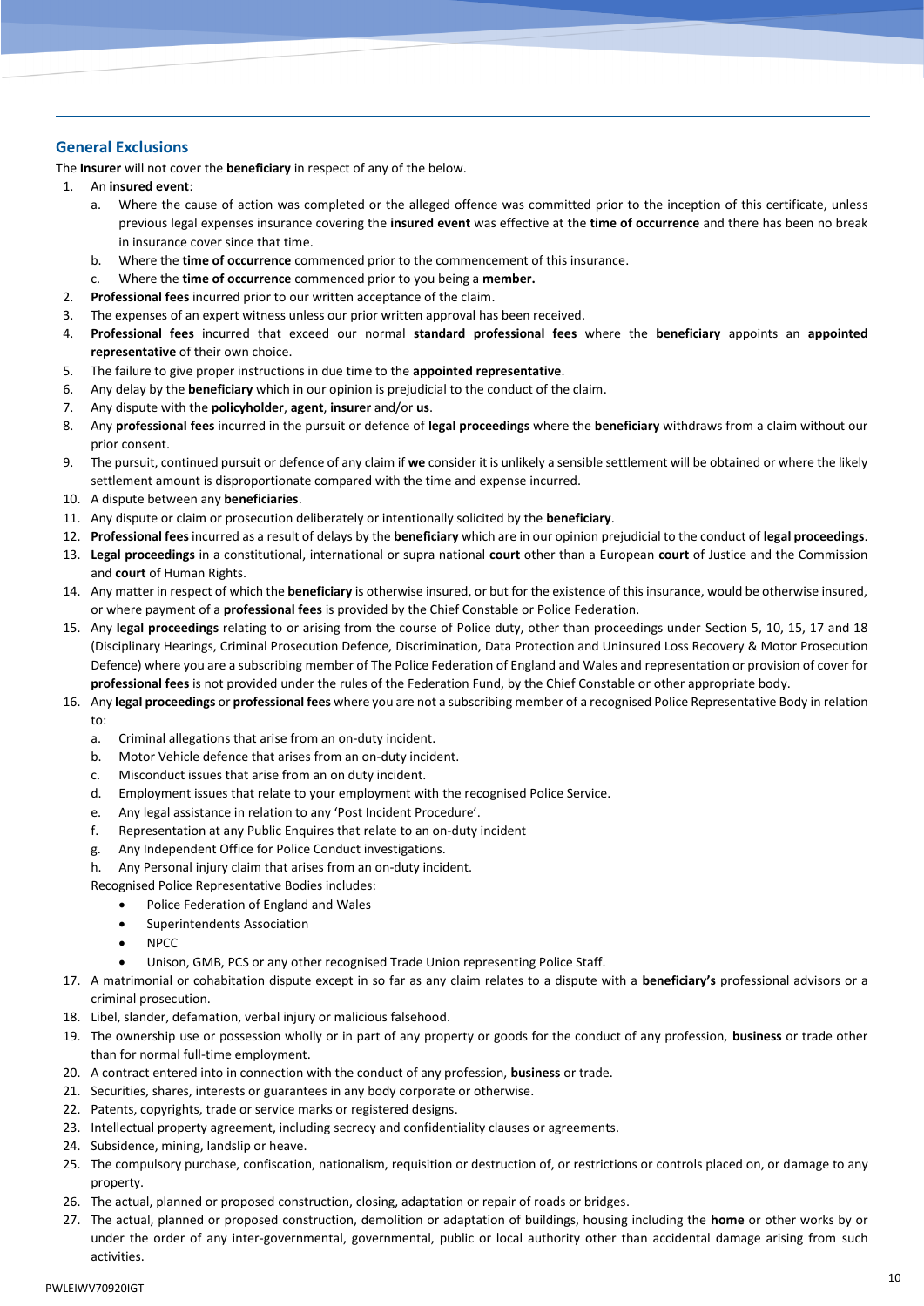## General Exclusions

The **Insurer** will not cover the **beneficiary** in respect of any of the below.

1. An **insured event**:
   a. Where the cause of action was completed or the alleged offence was committed prior to the inception of this certificate, unless previous legal expenses insurance covering the **insured event** was effective at the **time of occurrence** and there has been no break in insurance cover since that time.
   b. Where the **time of occurrence** commenced prior to the commencement of this insurance.
   c. Where the **time of occurrence** commenced prior to you being a **member.**
2. **Professional fees** incurred prior to our written acceptance of the claim.
3. The expenses of an expert witness unless our prior written approval has been received.
4. **Professional fees** incurred that exceed our normal **standard professional fees** where the **beneficiary** appoints an **appointed representative** of their own choice.
5. The failure to give proper instructions in due time to the **appointed representative**.
6. Any delay by the **beneficiary** which in our opinion is prejudicial to the conduct of the claim.
7. Any dispute with the **policyholder**, **agent**, **insurer** and/or **us**.
8. Any **professional fees** incurred in the pursuit or defence of **legal proceedings** where the **beneficiary** withdraws from a claim without our prior consent.
9. The pursuit, continued pursuit or defence of any claim if **we** consider it is unlikely a sensible settlement will be obtained or where the likely settlement amount is disproportionate compared with the time and expense incurred.
10. A dispute between any **beneficiaries**.
11. Any dispute or claim or prosecution deliberately or intentionally solicited by the **beneficiary**.
12. **Professional fees** incurred as a result of delays by the **beneficiary** which are in our opinion prejudicial to the conduct of **legal proceedings**.
13. **Legal proceedings** in a constitutional, international or supra national **court** other than a European **court** of Justice and the Commission and **court** of Human Rights.
14. Any matter in respect of which the **beneficiary** is otherwise insured, or but for the existence of this insurance, would be otherwise insured, or where payment of a **professional fees** is provided by the Chief Constable or Police Federation.
15. Any **legal proceedings** relating to or arising from the course of Police duty, other than proceedings under Section 5, 10, 15, 17 and 18 (Disciplinary Hearings, Criminal Prosecution Defence, Discrimination, Data Protection and Uninsured Loss Recovery & Motor Prosecution Defence) where you are a subscribing member of The Police Federation of England and Wales and representation or provision of cover for **professional fees** is not provided under the rules of the Federation Fund, by the Chief Constable or other appropriate body.
16. Any **legal proceedings** or **professional fees** where you are not a subscribing member of a recognised Police Representative Body in relation to:
    a. Criminal allegations that arise from an on-duty incident.
    b. Motor Vehicle defence that arises from an on-duty incident.
    c. Misconduct issues that arise from an on duty incident.
    d. Employment issues that relate to your employment with the recognised Police Service.
    e. Any legal assistance in relation to any 'Post Incident Procedure'.
    f. Representation at any Public Enquires that relate to an on-duty incident
    g. Any Independent Office for Police Conduct investigations.
    h. Any Personal injury claim that arises from an on-duty incident.

    Recognised Police Representative Bodies includes:
    - Police Federation of England and Wales
    - Superintendents Association
    - NPCC
    - Unison, GMB, PCS or any other recognised Trade Union representing Police Staff.
17. A matrimonial or cohabitation dispute except in so far as any claim relates to a dispute with a **beneficiary's** professional advisors or a criminal prosecution.
18. Libel, slander, defamation, verbal injury or malicious falsehood.
19. The ownership use or possession wholly or in part of any property or goods for the conduct of any profession, **business** or trade other than for normal full-time employment.
20. A contract entered into in connection with the conduct of any profession, **business** or trade.
21. Securities, shares, interests or guarantees in any body corporate or otherwise.
22. Patents, copyrights, trade or service marks or registered designs.
23. Intellectual property agreement, including secrecy and confidentiality clauses or agreements.
24. Subsidence, mining, landslip or heave.
25. The compulsory purchase, confiscation, nationalism, requisition or destruction of, or restrictions or controls placed on, or damage to any property.
26. The actual, planned or proposed construction, closing, adaptation or repair of roads or bridges.
27. The actual, planned or proposed construction, demolition or adaptation of buildings, housing including the **home** or other works by or under the order of any inter-governmental, governmental, public or local authority other than accidental damage arising from such activities.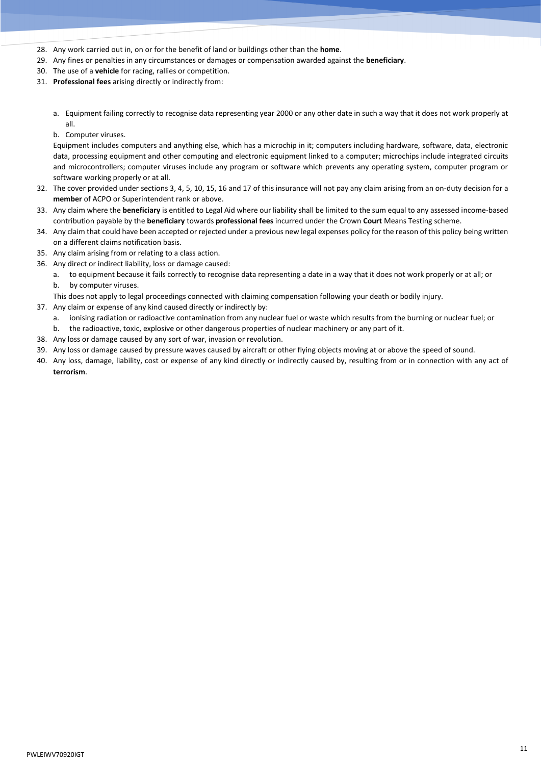28. Any work carried out in, on or for the benefit of land or buildings other than the **home**.
29. Any fines or penalties in any circumstances or damages or compensation awarded against the **beneficiary**.
30. The use of a **vehicle** for racing, rallies or competition.
31. **Professional fees** arising directly or indirectly from:

    a. Equipment failing correctly to recognise data representing year 2000 or any other date in such a way that it does not work properly at all.

    b. Computer viruses.

    Equipment includes computers and anything else, which has a microchip in it; computers including hardware, software, data, electronic data, processing equipment and other computing and electronic equipment linked to a computer; microchips include integrated circuits and microcontrollers; computer viruses include any program or software which prevents any operating system, computer program or software working properly or at all.
32. The cover provided under sections 3, 4, 5, 10, 15, 16 and 17 of this insurance will not pay any claim arising from an on-duty decision for a **member** of ACPO or Superintendent rank or above.
33. Any claim where the **beneficiary** is entitled to Legal Aid where our liability shall be limited to the sum equal to any assessed income-based contribution payable by the **beneficiary** towards **professional fees** incurred under the Crown **Court** Means Testing scheme.
34. Any claim that could have been accepted or rejected under a previous new legal expenses policy for the reason of this policy being written on a different claims notification basis.
35. Any claim arising from or relating to a class action.
36. Any direct or indirect liability, loss or damage caused:
    a. to equipment because it fails correctly to recognise data representing a date in a way that it does not work properly or at all; or
    b. by computer viruses.

    This does not apply to legal proceedings connected with claiming compensation following your death or bodily injury.
37. Any claim or expense of any kind caused directly or indirectly by:
    a. ionising radiation or radioactive contamination from any nuclear fuel or waste which results from the burning or nuclear fuel; or
    b. the radioactive, toxic, explosive or other dangerous properties of nuclear machinery or any part of it.
38. Any loss or damage caused by any sort of war, invasion or revolution.
39. Any loss or damage caused by pressure waves caused by aircraft or other flying objects moving at or above the speed of sound.
40. Any loss, damage, liability, cost or expense of any kind directly or indirectly caused by, resulting from or in connection with any act of **terrorism**.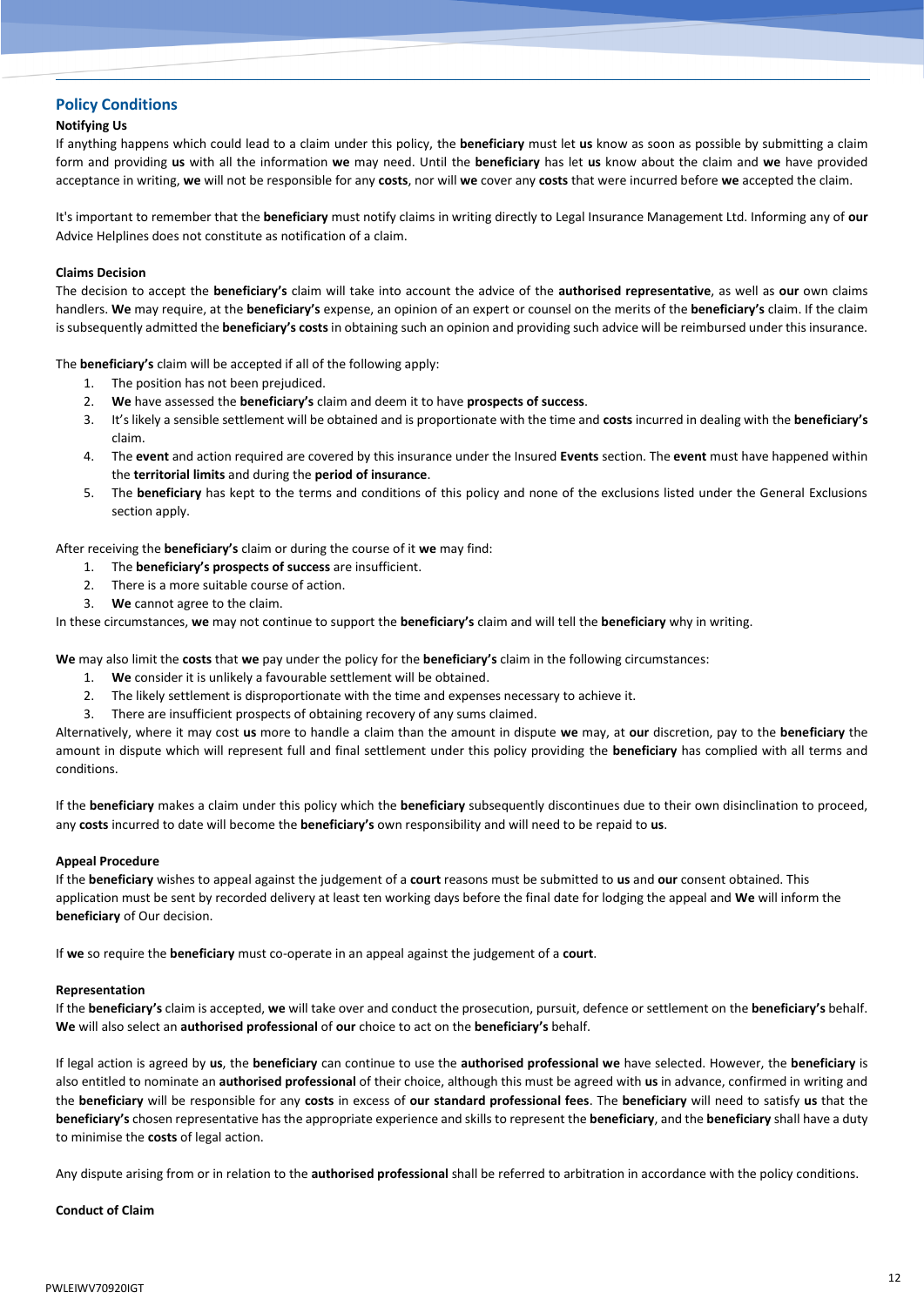## Policy Conditions

**Notifying Us**

If anything happens which could lead to a claim under this policy, the **beneficiary** must let **us** know as soon as possible by submitting a claim form and providing **us** with all the information **we** may need. Until the **beneficiary** has let **us** know about the claim and **we** have provided acceptance in writing, **we** will not be responsible for any **costs**, nor will **we** cover any **costs** that were incurred before **we** accepted the claim.

It's important to remember that the **beneficiary** must notify claims in writing directly to Legal Insurance Management Ltd. Informing any of **our** Advice Helplines does not constitute as notification of a claim.

**Claims Decision**

The decision to accept the **beneficiary's** claim will take into account the advice of the **authorised representative**, as well as **our** own claims handlers. **We** may require, at the **beneficiary's** expense, an opinion of an expert or counsel on the merits of the **beneficiary's** claim. If the claim is subsequently admitted the **beneficiary's costs** in obtaining such an opinion and providing such advice will be reimbursed under this insurance.

The **beneficiary's** claim will be accepted if all of the following apply:

1. The position has not been prejudiced.
2. **We** have assessed the **beneficiary's** claim and deem it to have **prospects of success**.
3. It's likely a sensible settlement will be obtained and is proportionate with the time and **costs** incurred in dealing with the **beneficiary's** claim.
4. The **event** and action required are covered by this insurance under the Insured **Events** section. The **event** must have happened within the **territorial limits** and during the **period of insurance**.
5. The **beneficiary** has kept to the terms and conditions of this policy and none of the exclusions listed under the General Exclusions section apply.

After receiving the **beneficiary's** claim or during the course of it **we** may find:

1. The **beneficiary's prospects of success** are insufficient.
2. There is a more suitable course of action.
3. **We** cannot agree to the claim.

In these circumstances, **we** may not continue to support the **beneficiary's** claim and will tell the **beneficiary** why in writing.

**We** may also limit the **costs** that **we** pay under the policy for the **beneficiary's** claim in the following circumstances:

1. **We** consider it is unlikely a favourable settlement will be obtained.
2. The likely settlement is disproportionate with the time and expenses necessary to achieve it.
3. There are insufficient prospects of obtaining recovery of any sums claimed.

Alternatively, where it may cost **us** more to handle a claim than the amount in dispute **we** may, at **our** discretion, pay to the **beneficiary** the amount in dispute which will represent full and final settlement under this policy providing the **beneficiary** has complied with all terms and conditions.

If the **beneficiary** makes a claim under this policy which the **beneficiary** subsequently discontinues due to their own disinclination to proceed, any **costs** incurred to date will become the **beneficiary's** own responsibility and will need to be repaid to **us**.

**Appeal Procedure**

If the **beneficiary** wishes to appeal against the judgement of a **court** reasons must be submitted to **us** and **our** consent obtained. This application must be sent by recorded delivery at least ten working days before the final date for lodging the appeal and **We** will inform the **beneficiary** of Our decision.

If **we** so require the **beneficiary** must co-operate in an appeal against the judgement of a **court**.

**Representation**

If the **beneficiary's** claim is accepted, **we** will take over and conduct the prosecution, pursuit, defence or settlement on the **beneficiary's** behalf. **We** will also select an **authorised professional** of **our** choice to act on the **beneficiary's** behalf.

If legal action is agreed by **us**, the **beneficiary** can continue to use the **authorised professional we** have selected. However, the **beneficiary** is also entitled to nominate an **authorised professional** of their choice, although this must be agreed with **us** in advance, confirmed in writing and the **beneficiary** will be responsible for any **costs** in excess of **our standard professional fees**. The **beneficiary** will need to satisfy **us** that the **beneficiary's** chosen representative has the appropriate experience and skills to represent the **beneficiary**, and the **beneficiary** shall have a duty to minimise the **costs** of legal action.

Any dispute arising from or in relation to the **authorised professional** shall be referred to arbitration in accordance with the policy conditions.

**Conduct of Claim**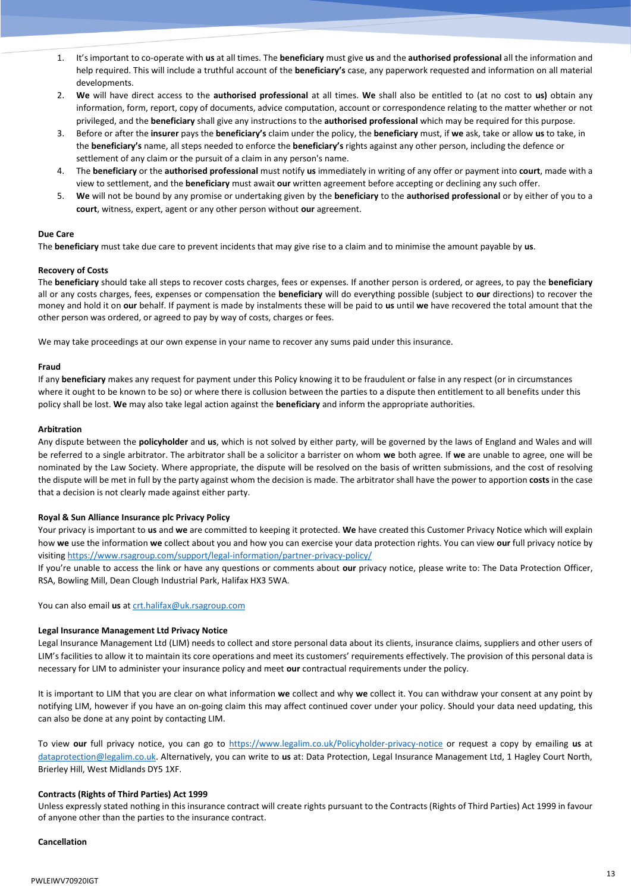1. It's important to co-operate with **us** at all times. The **beneficiary** must give **us** and the **authorised professional** all the information and help required. This will include a truthful account of the **beneficiary's** case, any paperwork requested and information on all material developments.
2. **We** will have direct access to the **authorised professional** at all times. **We** shall also be entitled to (at no cost to **us)** obtain any information, form, report, copy of documents, advice computation, account or correspondence relating to the matter whether or not privileged, and the **beneficiary** shall give any instructions to the **authorised professional** which may be required for this purpose.
3. Before or after the **insurer** pays the **beneficiary's** claim under the policy, the **beneficiary** must, if **we** ask, take or allow **us** to take, in the **beneficiary's** name, all steps needed to enforce the **beneficiary's** rights against any other person, including the defence or settlement of any claim or the pursuit of a claim in any person's name.
4. The **beneficiary** or the **authorised professional** must notify **us** immediately in writing of any offer or payment into **court**, made with a view to settlement, and the **beneficiary** must await **our** written agreement before accepting or declining any such offer.
5. **We** will not be bound by any promise or undertaking given by the **beneficiary** to the **authorised professional** or by either of you to a **court**, witness, expert, agent or any other person without **our** agreement.

**Due Care**

The **beneficiary** must take due care to prevent incidents that may give rise to a claim and to minimise the amount payable by **us**.

**Recovery of Costs**

The **beneficiary** should take all steps to recover costs charges, fees or expenses. If another person is ordered, or agrees, to pay the **beneficiary** all or any costs charges, fees, expenses or compensation the **beneficiary** will do everything possible (subject to **our** directions) to recover the money and hold it on **our** behalf. If payment is made by instalments these will be paid to **us** until **we** have recovered the total amount that the other person was ordered, or agreed to pay by way of costs, charges or fees.

We may take proceedings at our own expense in your name to recover any sums paid under this insurance.

**Fraud**

If any **beneficiary** makes any request for payment under this Policy knowing it to be fraudulent or false in any respect (or in circumstances where it ought to be known to be so) or where there is collusion between the parties to a dispute then entitlement to all benefits under this policy shall be lost. **We** may also take legal action against the **beneficiary** and inform the appropriate authorities.

**Arbitration**

Any dispute between the **policyholder** and **us**, which is not solved by either party, will be governed by the laws of England and Wales and will be referred to a single arbitrator. The arbitrator shall be a solicitor a barrister on whom **we** both agree. If **we** are unable to agree, one will be nominated by the Law Society. Where appropriate, the dispute will be resolved on the basis of written submissions, and the cost of resolving the dispute will be met in full by the party against whom the decision is made. The arbitrator shall have the power to apportion **costs** in the case that a decision is not clearly made against either party.

**Royal & Sun Alliance Insurance plc Privacy Policy**

Your privacy is important to **us** and **we** are committed to keeping it protected. **We** have created this Customer Privacy Notice which will explain how **we** use the information **we** collect about you and how you can exercise your data protection rights. You can view **our** full privacy notice by visiting https://www.rsagroup.com/support/legal-information/partner-privacy-policy/

If you're unable to access the link or have any questions or comments about **our** privacy notice, please write to: The Data Protection Officer, RSA, Bowling Mill, Dean Clough Industrial Park, Halifax HX3 5WA.

You can also email **us** at crt.halifax@uk.rsagroup.com

**Legal Insurance Management Ltd Privacy Notice**

Legal Insurance Management Ltd (LIM) needs to collect and store personal data about its clients, insurance claims, suppliers and other users of LIM's facilities to allow it to maintain its core operations and meet its customers' requirements effectively. The provision of this personal data is necessary for LIM to administer your insurance policy and meet **our** contractual requirements under the policy.

It is important to LIM that you are clear on what information **we** collect and why **we** collect it. You can withdraw your consent at any point by notifying LIM, however if you have an on-going claim this may affect continued cover under your policy. Should your data need updating, this can also be done at any point by contacting LIM.

To view **our** full privacy notice, you can go to https://www.legalim.co.uk/Policyholder-privacy-notice or request a copy by emailing **us** at dataprotection@legalim.co.uk. Alternatively, you can write to **us** at: Data Protection, Legal Insurance Management Ltd, 1 Hagley Court North, Brierley Hill, West Midlands DY5 1XF.

**Contracts (Rights of Third Parties) Act 1999**

Unless expressly stated nothing in this insurance contract will create rights pursuant to the Contracts (Rights of Third Parties) Act 1999 in favour of anyone other than the parties to the insurance contract.

**Cancellation**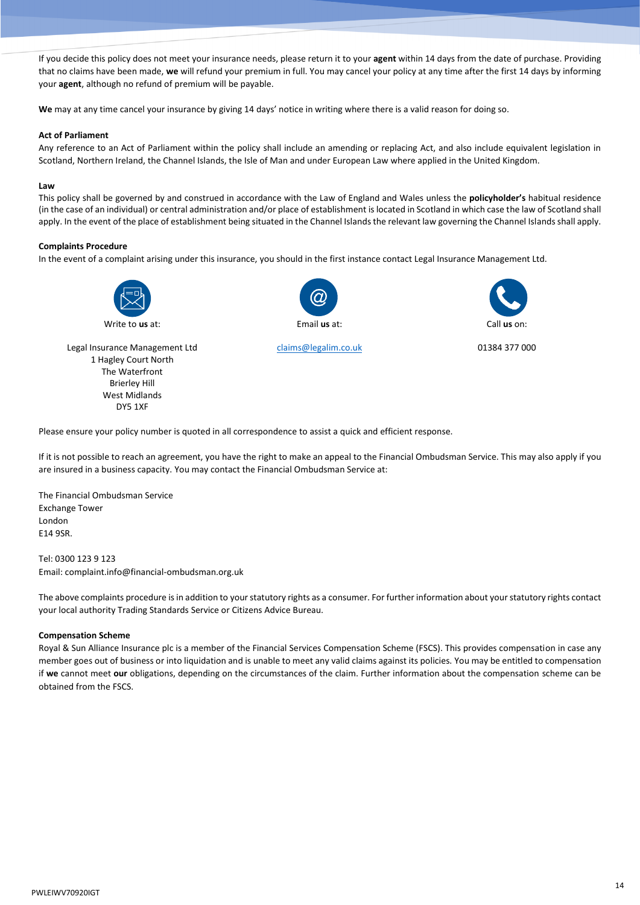If you decide this policy does not meet your insurance needs, please return it to your **agent** within 14 days from the date of purchase. Providing that no claims have been made, **we** will refund your premium in full. You may cancel your policy at any time after the first 14 days by informing your **agent**, although no refund of premium will be payable.

**We** may at any time cancel your insurance by giving 14 days' notice in writing where there is a valid reason for doing so.

**Act of Parliament**

Any reference to an Act of Parliament within the policy shall include an amending or replacing Act, and also include equivalent legislation in Scotland, Northern Ireland, the Channel Islands, the Isle of Man and under European Law where applied in the United Kingdom.

**Law**

This policy shall be governed by and construed in accordance with the Law of England and Wales unless the **policyholder's** habitual residence (in the case of an individual) or central administration and/or place of establishment is located in Scotland in which case the law of Scotland shall apply. In the event of the place of establishment being situated in the Channel Islands the relevant law governing the Channel Islands shall apply.

**Complaints Procedure**

In the event of a complaint arising under this insurance, you should in the first instance contact Legal Insurance Management Ltd.

Write to **us** at:

Legal Insurance Management Ltd
1 Hagley Court North
The Waterfront
Brierley Hill
West Midlands
DY5 1XF

Email **us** at:

claims@legalim.co.uk

Call **us** on:

01384 377 000

Please ensure your policy number is quoted in all correspondence to assist a quick and efficient response.

If it is not possible to reach an agreement, you have the right to make an appeal to the Financial Ombudsman Service. This may also apply if you are insured in a business capacity. You may contact the Financial Ombudsman Service at:

The Financial Ombudsman Service
Exchange Tower
London
E14 9SR.

Tel: 0300 123 9 123
Email: complaint.info@financial-ombudsman.org.uk

The above complaints procedure is in addition to your statutory rights as a consumer. For further information about your statutory rights contact your local authority Trading Standards Service or Citizens Advice Bureau.

**Compensation Scheme**

Royal & Sun Alliance Insurance plc is a member of the Financial Services Compensation Scheme (FSCS). This provides compensation in case any member goes out of business or into liquidation and is unable to meet any valid claims against its policies. You may be entitled to compensation if **we** cannot meet **our** obligations, depending on the circumstances of the claim. Further information about the compensation scheme can be obtained from the FSCS.

PWLEIWV70920IGT